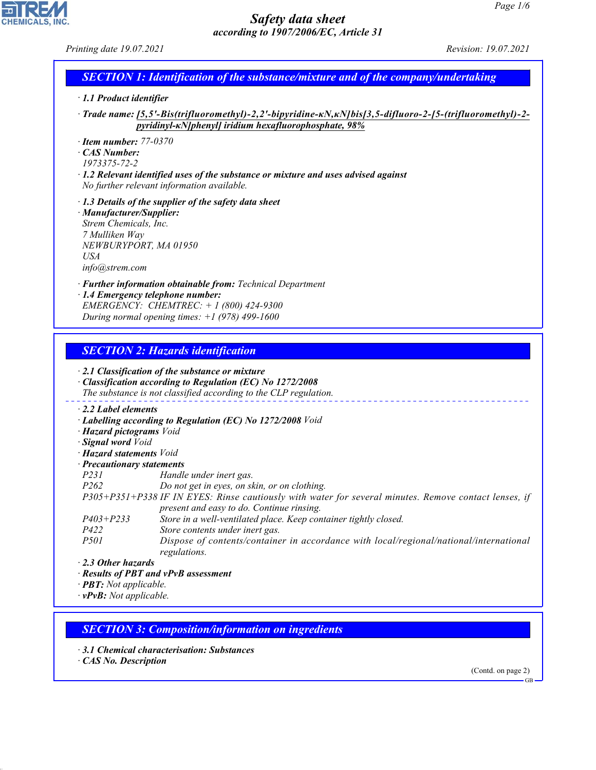# Safety data sheet

*according to 1907/2006/EC, Article 31*

Printing date 19.07.2021 Revision: 19.07.2021

## SECTION 1: Identification of the substance/mixture and of the company/undertaking

· **1.1 Product identifier**

· **Trade name:** **[5,5'-Bis(trifluoromethyl)-2,2'-bipyridine-κN,κN]bis[3,5-difluoro-2-[5-(trifluoromethyl)-2-pyridinyl-κN]phenyl] iridium hexafluorophosphate, 98%**

· **Item number:** 77-0370
· **CAS Number:**
1973375-72-2
· **1.2 Relevant identified uses of the substance or mixture and uses advised against**
No further relevant information available.

· **1.3 Details of the supplier of the safety data sheet**
· **Manufacturer/Supplier:**
Strem Chemicals, Inc.
7 Mulliken Way
NEWBURYPORT, MA 01950
USA
info@strem.com

· **Further information obtainable from:** Technical Department
· **1.4 Emergency telephone number:**
EMERGENCY: CHEMTREC: + 1 (800) 424-9300
During normal opening times: +1 (978) 499-1600

## SECTION 2: Hazards identification

· **2.1 Classification of the substance or mixture**
· **Classification according to Regulation (EC) No 1272/2008**
The substance is not classified according to the CLP regulation.

· **2.2 Label elements**
· **Labelling according to Regulation (EC) No 1272/2008** Void
· **Hazard pictograms** Void
· **Signal word** Void
· **Hazard statements** Void
· **Precautionary statements**

| | |
|---|---|
| P231 | Handle under inert gas. |
| P262 | Do not get in eyes, on skin, or on clothing. |
| P305+P351+P338 | IF IN EYES: Rinse cautiously with water for several minutes. Remove contact lenses, if present and easy to do. Continue rinsing. |
| P403+P233 | Store in a well-ventilated place. Keep container tightly closed. |
| P422 | Store contents under inert gas. |
| P501 | Dispose of contents/container in accordance with local/regional/national/international regulations. |

· **2.3 Other hazards**
· **Results of PBT and vPvB assessment**
· **PBT:** Not applicable.
· **vPvB:** Not applicable.

## SECTION 3: Composition/information on ingredients

· **3.1 Chemical characterisation: Substances**
· **CAS No. Description**

(Contd. on page 2)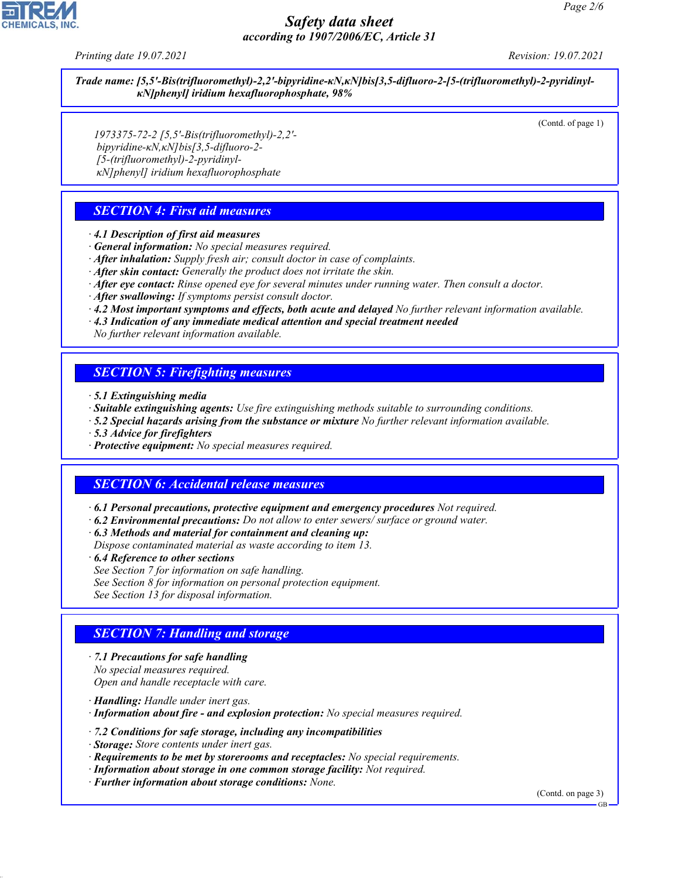**Trade name: [5,5'-Bis(trifluoromethyl)-2,2'-bipyridine-κN,κN]bis[3,5-difluoro-2-[5-(trifluoromethyl)-2-pyridinyl-κN]phenyl] iridium hexafluorophosphate, 98%**

(Contd. of page 1)

1973375-72-2 [5,5'-Bis(trifluoromethyl)-2,2'-bipyridine-κN,κN]bis[3,5-difluoro-2-[5-(trifluoromethyl)-2-pyridinyl-κN]phenyl] iridium hexafluorophosphate

## SECTION 4: First aid measures

- **4.1 Description of first aid measures**
- **General information:** No special measures required.
- **After inhalation:** Supply fresh air; consult doctor in case of complaints.
- **After skin contact:** Generally the product does not irritate the skin.
- **After eye contact:** Rinse opened eye for several minutes under running water. Then consult a doctor.
- **After swallowing:** If symptoms persist consult doctor.
- **4.2 Most important symptoms and effects, both acute and delayed** No further relevant information available.
- **4.3 Indication of any immediate medical attention and special treatment needed**
  No further relevant information available.

## SECTION 5: Firefighting measures

- **5.1 Extinguishing media**
- **Suitable extinguishing agents:** Use fire extinguishing methods suitable to surrounding conditions.
- **5.2 Special hazards arising from the substance or mixture** No further relevant information available.
- **5.3 Advice for firefighters**
- **Protective equipment:** No special measures required.

## SECTION 6: Accidental release measures

- **6.1 Personal precautions, protective equipment and emergency procedures** Not required.
- **6.2 Environmental precautions:** Do not allow to enter sewers/ surface or ground water.
- **6.3 Methods and material for containment and cleaning up:**
  Dispose contaminated material as waste according to item 13.
- **6.4 Reference to other sections**
  See Section 7 for information on safe handling.
  See Section 8 for information on personal protection equipment.
  See Section 13 for disposal information.

## SECTION 7: Handling and storage

- **7.1 Precautions for safe handling**
  No special measures required.
  Open and handle receptacle with care.
- **Handling:** Handle under inert gas.
- **Information about fire - and explosion protection:** No special measures required.
- **7.2 Conditions for safe storage, including any incompatibilities**
- **Storage:** Store contents under inert gas.
- **Requirements to be met by storerooms and receptacles:** No special requirements.
- **Information about storage in one common storage facility:** Not required.
- **Further information about storage conditions:** None.

(Contd. on page 3)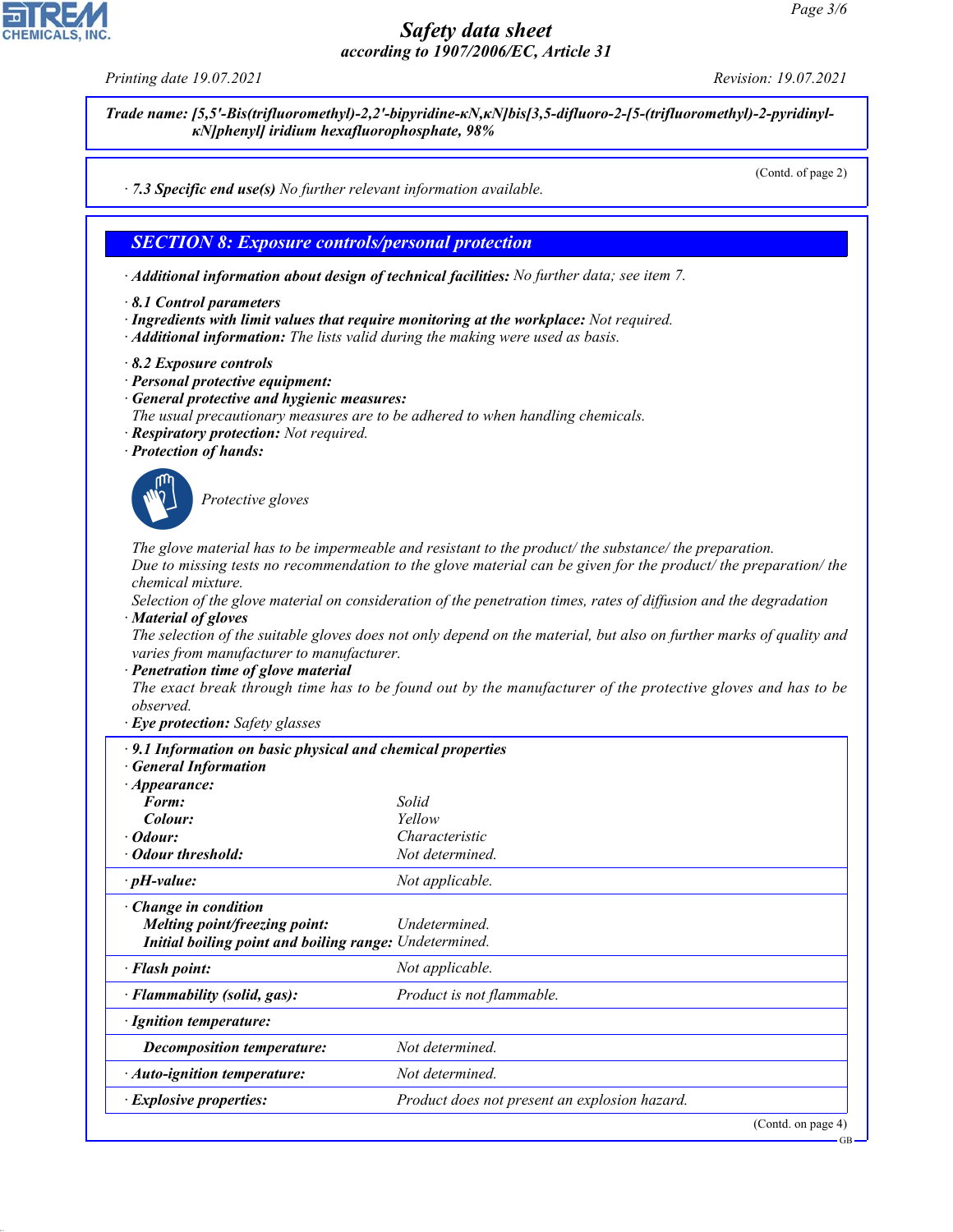**Trade name: [5,5'-Bis(trifluoromethyl)-2,2'-bipyridine-κN,κN]bis[3,5-difluoro-2-[5-(trifluoromethyl)-2-pyridinyl-κN]phenyl] iridium hexafluorophosphate, 98%**

(Contd. of page 2)

· **7.3 Specific end use(s)** No further relevant information available.

## SECTION 8: Exposure controls/personal protection

· **Additional information about design of technical facilities:** No further data; see item 7.

· **8.1 Control parameters**
· **Ingredients with limit values that require monitoring at the workplace:** Not required.
· **Additional information:** The lists valid during the making were used as basis.

· **8.2 Exposure controls**
· **Personal protective equipment:**
· **General protective and hygienic measures:**
The usual precautionary measures are to be adhered to when handling chemicals.
· **Respiratory protection:** Not required.
· **Protection of hands:**

Protective gloves

The glove material has to be impermeable and resistant to the product/ the substance/ the preparation.
Due to missing tests no recommendation to the glove material can be given for the product/ the preparation/ the chemical mixture.
Selection of the glove material on consideration of the penetration times, rates of diffusion and the degradation
· **Material of gloves**
The selection of the suitable gloves does not only depend on the material, but also on further marks of quality and varies from manufacturer to manufacturer.
· **Penetration time of glove material**
The exact break through time has to be found out by the manufacturer of the protective gloves and has to be observed.
· **Eye protection:** Safety glasses

| | |
|---|---|
| · **9.1 Information on basic physical and chemical properties** | |
| · **General Information** | |
| · **Appearance:** | |
| **Form:** | Solid |
| **Colour:** | Yellow |
| · **Odour:** | Characteristic |
| · **Odour threshold:** | Not determined. |
| · **pH-value:** | Not applicable. |
| · **Change in condition** | |
| **Melting point/freezing point:** | Undetermined. |
| **Initial boiling point and boiling range:** | Undetermined. |
| · **Flash point:** | Not applicable. |
| · **Flammability (solid, gas):** | Product is not flammable. |
| · **Ignition temperature:** | |
| **Decomposition temperature:** | Not determined. |
| · **Auto-ignition temperature:** | Not determined. |
| · **Explosive properties:** | Product does not present an explosion hazard. |

(Contd. on page 4)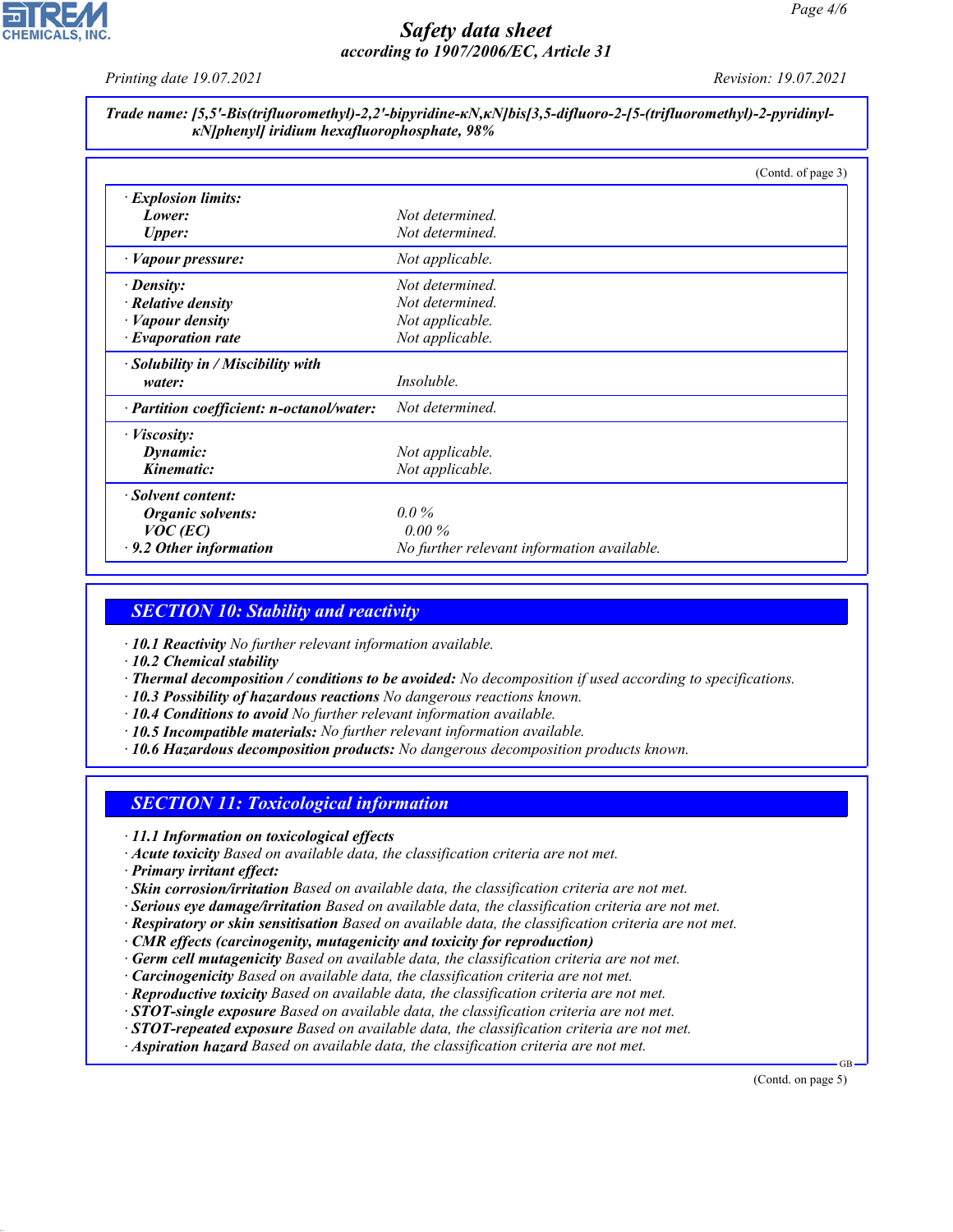**Trade name: [5,5'-Bis(trifluoromethyl)-2,2'-bipyridine-κN,κN]bis[3,5-difluoro-2-[5-(trifluoromethyl)-2-pyridinyl-κN]phenyl] iridium hexafluorophosphate, 98%**

(Contd. of page 3)

| | |
|---|---|
| · **Explosion limits:** | |
| **Lower:** | Not determined. |
| **Upper:** | Not determined. |
| · **Vapour pressure:** | Not applicable. |
| · **Density:** | Not determined. |
| · **Relative density** | Not determined. |
| · **Vapour density** | Not applicable. |
| · **Evaporation rate** | Not applicable. |
| · **Solubility in / Miscibility with water:** | Insoluble. |
| · **Partition coefficient: n-octanol/water:** | Not determined. |
| · **Viscosity:** | |
| **Dynamic:** | Not applicable. |
| **Kinematic:** | Not applicable. |
| · **Solvent content:** | |
| **Organic solvents:** | 0.0 % |
| **VOC (EC)** | 0.00 % |
| · **9.2 Other information** | No further relevant information available. |

## SECTION 10: Stability and reactivity

· **10.1 Reactivity** No further relevant information available.
· **10.2 Chemical stability**
· **Thermal decomposition / conditions to be avoided:** No decomposition if used according to specifications.
· **10.3 Possibility of hazardous reactions** No dangerous reactions known.
· **10.4 Conditions to avoid** No further relevant information available.
· **10.5 Incompatible materials:** No further relevant information available.
· **10.6 Hazardous decomposition products:** No dangerous decomposition products known.

## SECTION 11: Toxicological information

· **11.1 Information on toxicological effects**
· **Acute toxicity** Based on available data, the classification criteria are not met.
· **Primary irritant effect:**
· **Skin corrosion/irritation** Based on available data, the classification criteria are not met.
· **Serious eye damage/irritation** Based on available data, the classification criteria are not met.
· **Respiratory or skin sensitisation** Based on available data, the classification criteria are not met.
· **CMR effects (carcinogenity, mutagenicity and toxicity for reproduction)**
· **Germ cell mutagenicity** Based on available data, the classification criteria are not met.
· **Carcinogenicity** Based on available data, the classification criteria are not met.
· **Reproductive toxicity** Based on available data, the classification criteria are not met.
· **STOT-single exposure** Based on available data, the classification criteria are not met.
· **STOT-repeated exposure** Based on available data, the classification criteria are not met.
· **Aspiration hazard** Based on available data, the classification criteria are not met.

(Contd. on page 5)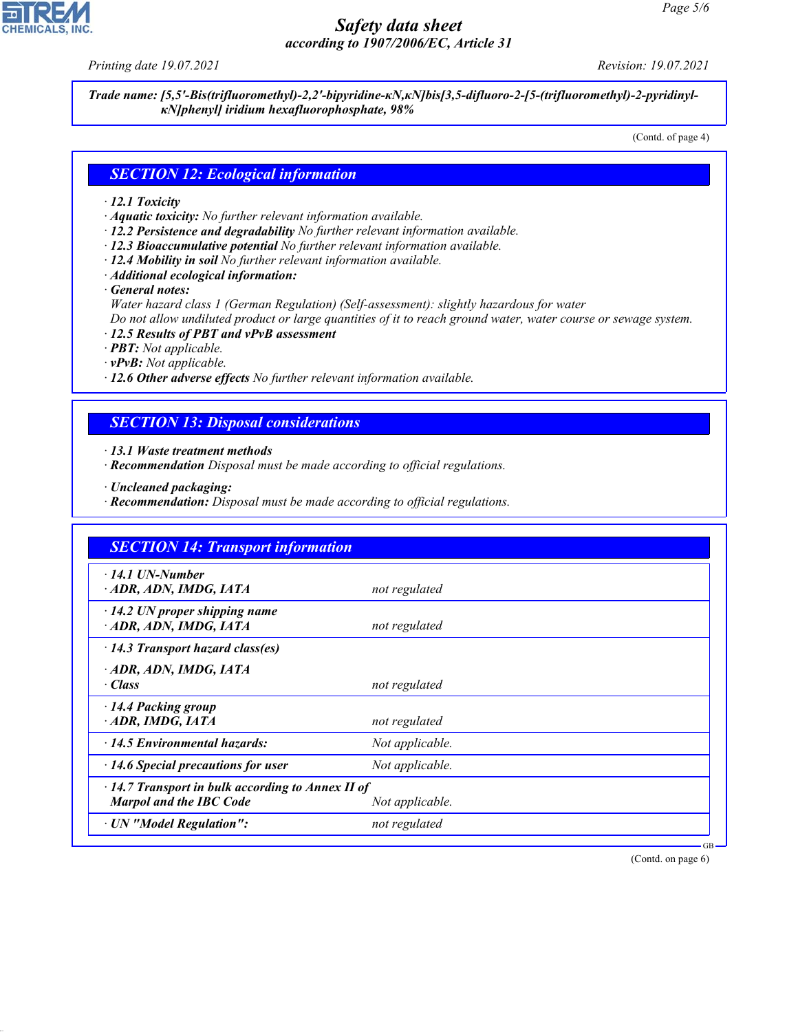**Trade name: [5,5'-Bis(trifluoromethyl)-2,2'-bipyridine-κN,κN]bis[3,5-difluoro-2-[5-(trifluoromethyl)-2-pyridinyl-κN]phenyl] iridium hexafluorophosphate, 98%**

(Contd. of page 4)

## SECTION 12: Ecological information

- **12.1 Toxicity**
- **Aquatic toxicity:** No further relevant information available.
- **12.2 Persistence and degradability** No further relevant information available.
- **12.3 Bioaccumulative potential** No further relevant information available.
- **12.4 Mobility in soil** No further relevant information available.
- **Additional ecological information:**
- **General notes:**
  Water hazard class 1 (German Regulation) (Self-assessment): slightly hazardous for water
  Do not allow undiluted product or large quantities of it to reach ground water, water course or sewage system.
- **12.5 Results of PBT and vPvB assessment**
- **PBT:** Not applicable.
- **vPvB:** Not applicable.
- **12.6 Other adverse effects** No further relevant information available.

## SECTION 13: Disposal considerations

- **13.1 Waste treatment methods**
- **Recommendation** Disposal must be made according to official regulations.

- **Uncleaned packaging:**
- **Recommendation:** Disposal must be made according to official regulations.

## SECTION 14: Transport information

| | |
|---|---|
| **14.1 UN-Number** | |
| **ADR, ADN, IMDG, IATA** | not regulated |
| **14.2 UN proper shipping name** | |
| **ADR, ADN, IMDG, IATA** | not regulated |
| **14.3 Transport hazard class(es)** | |
| **ADR, ADN, IMDG, IATA** | |
| **Class** | not regulated |
| **14.4 Packing group** | |
| **ADR, IMDG, IATA** | not regulated |
| **14.5 Environmental hazards:** | Not applicable. |
| **14.6 Special precautions for user** | Not applicable. |
| **14.7 Transport in bulk according to Annex II of Marpol and the IBC Code** | Not applicable. |
| **UN "Model Regulation":** | not regulated |

(Contd. on page 6)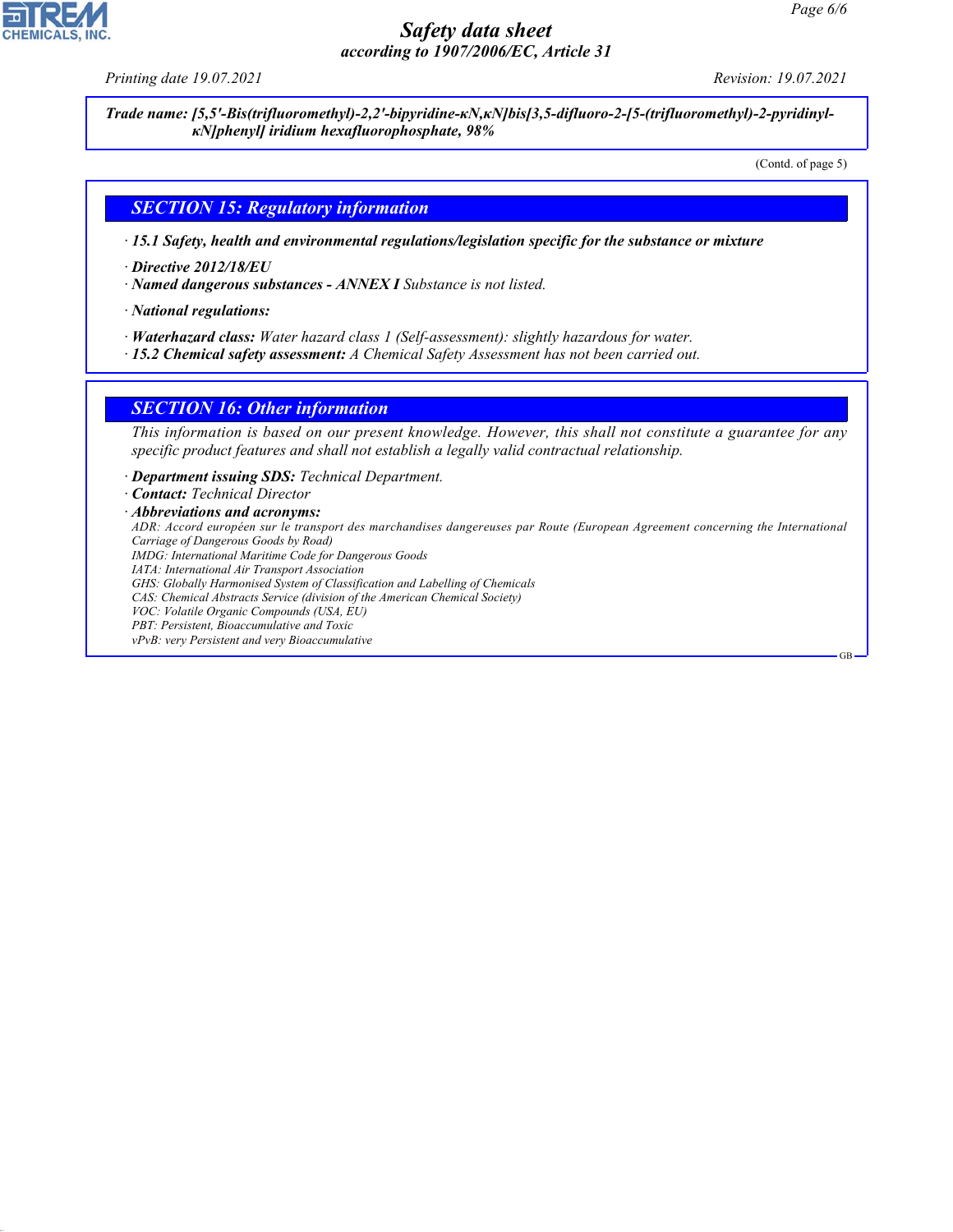Trade name: [5,5'-Bis(trifluoromethyl)-2,2'-bipyridine-κN,κN]bis[3,5-difluoro-2-[5-(trifluoromethyl)-2-pyridinyl-κN]phenyl] iridium hexafluorophosphate, 98%

(Contd. of page 5)

## SECTION 15: Regulatory information

· **15.1 Safety, health and environmental regulations/legislation specific for the substance or mixture**

· **Directive 2012/18/EU**

· **Named dangerous substances - ANNEX I** Substance is not listed.

· **National regulations:**

· **Waterhazard class:** Water hazard class 1 (Self-assessment): slightly hazardous for water.

· **15.2 Chemical safety assessment:** A Chemical Safety Assessment has not been carried out.

## SECTION 16: Other information

This information is based on our present knowledge. However, this shall not constitute a guarantee for any specific product features and shall not establish a legally valid contractual relationship.

· **Department issuing SDS:** Technical Department.

· **Contact:** Technical Director

· **Abbreviations and acronyms:**

ADR: Accord européen sur le transport des marchandises dangereuses par Route (European Agreement concerning the International Carriage of Dangerous Goods by Road)
IMDG: International Maritime Code for Dangerous Goods
IATA: International Air Transport Association
GHS: Globally Harmonised System of Classification and Labelling of Chemicals
CAS: Chemical Abstracts Service (division of the American Chemical Society)
VOC: Volatile Organic Compounds (USA, EU)
PBT: Persistent, Bioaccumulative and Toxic
vPvB: very Persistent and very Bioaccumulative

GB